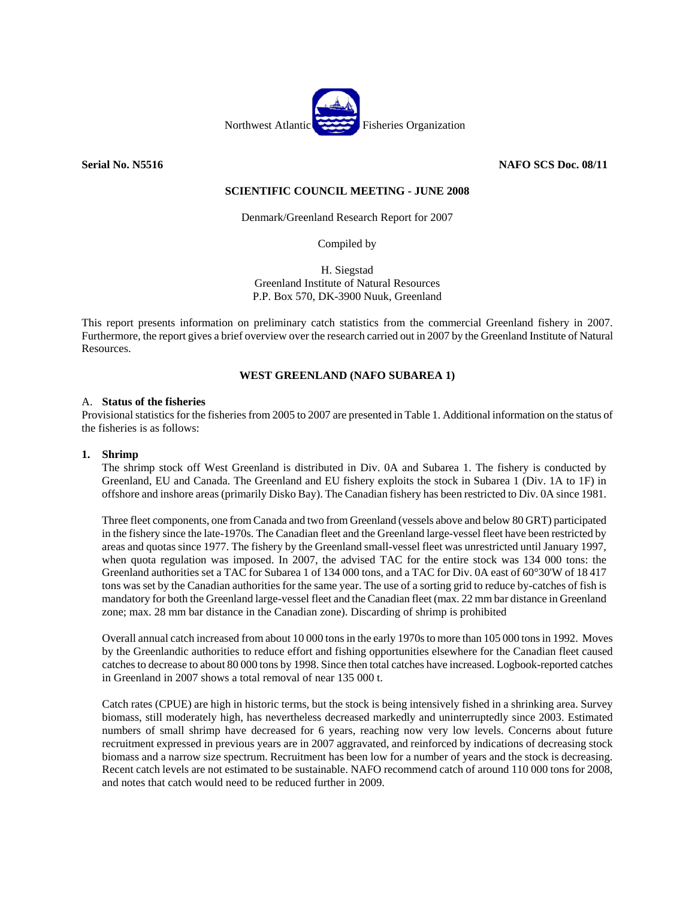Northwest Atlantic Fisheries Organization

**Serial No. N5516** **NAFO SCS Doc. 08/11**

**SCIENTIFIC COUNCIL MEETING - JUNE 2008**

Denmark/Greenland Research Report for 2007

Compiled by

H. Siegstad
Greenland Institute of Natural Resources
P.P. Box 570, DK-3900 Nuuk, Greenland

This report presents information on preliminary catch statistics from the commercial Greenland fishery in 2007. Furthermore, the report gives a brief overview over the research carried out in 2007 by the Greenland Institute of Natural Resources.

## WEST GREENLAND (NAFO SUBAREA 1)

### A. Status of the fisheries

Provisional statistics for the fisheries from 2005 to 2007 are presented in Table 1. Additional information on the status of the fisheries is as follows:

#### 1. Shrimp

The shrimp stock off West Greenland is distributed in Div. 0A and Subarea 1. The fishery is conducted by Greenland, EU and Canada. The Greenland and EU fishery exploits the stock in Subarea 1 (Div. 1A to 1F) in offshore and inshore areas (primarily Disko Bay). The Canadian fishery has been restricted to Div. 0A since 1981.

Three fleet components, one from Canada and two from Greenland (vessels above and below 80 GRT) participated in the fishery since the late-1970s. The Canadian fleet and the Greenland large-vessel fleet have been restricted by areas and quotas since 1977. The fishery by the Greenland small-vessel fleet was unrestricted until January 1997, when quota regulation was imposed. In 2007, the advised TAC for the entire stock was 134 000 tons: the Greenland authorities set a TAC for Subarea 1 of 134 000 tons, and a TAC for Div. 0A east of 60°30'W of 18 417 tons was set by the Canadian authorities for the same year. The use of a sorting grid to reduce by-catches of fish is mandatory for both the Greenland large-vessel fleet and the Canadian fleet (max. 22 mm bar distance in Greenland zone; max. 28 mm bar distance in the Canadian zone). Discarding of shrimp is prohibited

Overall annual catch increased from about 10 000 tons in the early 1970s to more than 105 000 tons in 1992. Moves by the Greenlandic authorities to reduce effort and fishing opportunities elsewhere for the Canadian fleet caused catches to decrease to about 80 000 tons by 1998. Since then total catches have increased. Logbook-reported catches in Greenland in 2007 shows a total removal of near 135 000 t.

Catch rates (CPUE) are high in historic terms, but the stock is being intensively fished in a shrinking area. Survey biomass, still moderately high, has nevertheless decreased markedly and uninterruptedly since 2003. Estimated numbers of small shrimp have decreased for 6 years, reaching now very low levels. Concerns about future recruitment expressed in previous years are in 2007 aggravated, and reinforced by indications of decreasing stock biomass and a narrow size spectrum. Recruitment has been low for a number of years and the stock is decreasing. Recent catch levels are not estimated to be sustainable. NAFO recommend catch of around 110 000 tons for 2008, and notes that catch would need to be reduced further in 2009.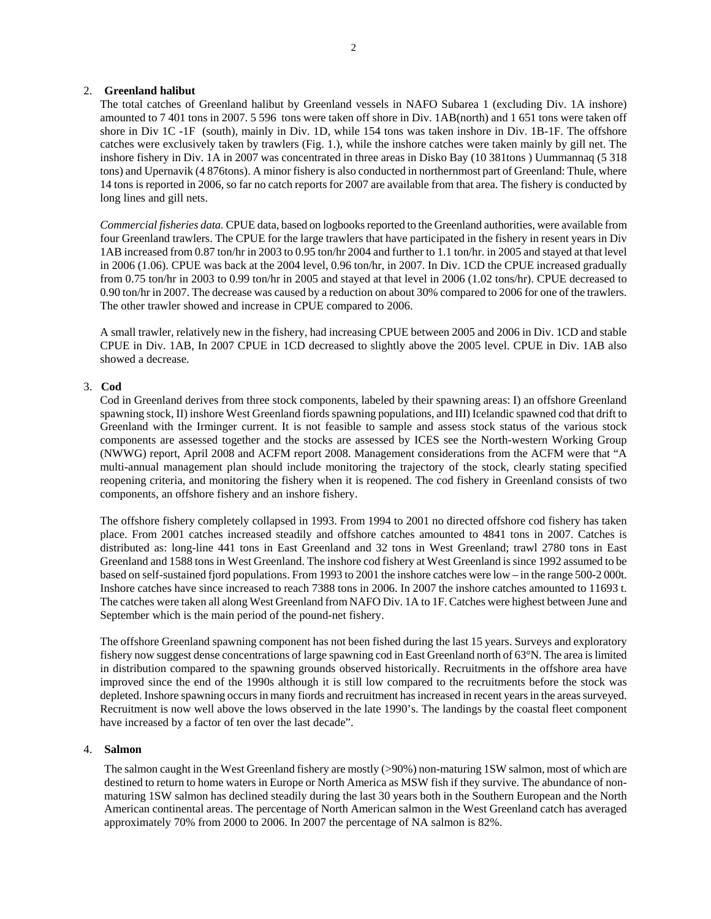## 2. Greenland halibut

The total catches of Greenland halibut by Greenland vessels in NAFO Subarea 1 (excluding Div. 1A inshore) amounted to 7 401 tons in 2007. 5 596 tons were taken off shore in Div. 1AB(north) and 1 651 tons were taken off shore in Div 1C -1F (south), mainly in Div. 1D, while 154 tons was taken inshore in Div. 1B-1F. The offshore catches were exclusively taken by trawlers (Fig. 1.), while the inshore catches were taken mainly by gill net. The inshore fishery in Div. 1A in 2007 was concentrated in three areas in Disko Bay (10 381tons ) Uummannaq (5 318 tons) and Upernavik (4 876tons). A minor fishery is also conducted in northernmost part of Greenland: Thule, where 14 tons is reported in 2006, so far no catch reports for 2007 are available from that area. The fishery is conducted by long lines and gill nets.

*Commercial fisheries data.* CPUE data, based on logbooks reported to the Greenland authorities, were available from four Greenland trawlers. The CPUE for the large trawlers that have participated in the fishery in resent years in Div 1AB increased from 0.87 ton/hr in 2003 to 0.95 ton/hr 2004 and further to 1.1 ton/hr. in 2005 and stayed at that level in 2006 (1.06). CPUE was back at the 2004 level, 0.96 ton/hr, in 2007. In Div. 1CD the CPUE increased gradually from 0.75 ton/hr in 2003 to 0.99 ton/hr in 2005 and stayed at that level in 2006 (1.02 tons/hr). CPUE decreased to 0.90 ton/hr in 2007. The decrease was caused by a reduction on about 30% compared to 2006 for one of the trawlers. The other trawler showed and increase in CPUE compared to 2006.

A small trawler, relatively new in the fishery, had increasing CPUE between 2005 and 2006 in Div. 1CD and stable CPUE in Div. 1AB, In 2007 CPUE in 1CD decreased to slightly above the 2005 level. CPUE in Div. 1AB also showed a decrease.

## 3. Cod

Cod in Greenland derives from three stock components, labeled by their spawning areas: I) an offshore Greenland spawning stock, II) inshore West Greenland fiords spawning populations, and III) Icelandic spawned cod that drift to Greenland with the Irminger current. It is not feasible to sample and assess stock status of the various stock components are assessed together and the stocks are assessed by ICES see the North-western Working Group (NWWG) report, April 2008 and ACFM report 2008. Management considerations from the ACFM were that "A multi-annual management plan should include monitoring the trajectory of the stock, clearly stating specified reopening criteria, and monitoring the fishery when it is reopened. The cod fishery in Greenland consists of two components, an offshore fishery and an inshore fishery.

The offshore fishery completely collapsed in 1993. From 1994 to 2001 no directed offshore cod fishery has taken place. From 2001 catches increased steadily and offshore catches amounted to 4841 tons in 2007. Catches is distributed as: long-line 441 tons in East Greenland and 32 tons in West Greenland; trawl 2780 tons in East Greenland and 1588 tons in West Greenland. The inshore cod fishery at West Greenland is since 1992 assumed to be based on self-sustained fjord populations. From 1993 to 2001 the inshore catches were low – in the range 500-2 000t. Inshore catches have since increased to reach 7388 tons in 2006. In 2007 the inshore catches amounted to 11693 t. The catches were taken all along West Greenland from NAFO Div. 1A to 1F. Catches were highest between June and September which is the main period of the pound-net fishery.

The offshore Greenland spawning component has not been fished during the last 15 years. Surveys and exploratory fishery now suggest dense concentrations of large spawning cod in East Greenland north of 63°N. The area is limited in distribution compared to the spawning grounds observed historically. Recruitments in the offshore area have improved since the end of the 1990s although it is still low compared to the recruitments before the stock was depleted. Inshore spawning occurs in many fiords and recruitment has increased in recent years in the areas surveyed. Recruitment is now well above the lows observed in the late 1990's. The landings by the coastal fleet component have increased by a factor of ten over the last decade".

## 4. Salmon

The salmon caught in the West Greenland fishery are mostly (>90%) non-maturing 1SW salmon, most of which are destined to return to home waters in Europe or North America as MSW fish if they survive. The abundance of non-maturing 1SW salmon has declined steadily during the last 30 years both in the Southern European and the North American continental areas. The percentage of North American salmon in the West Greenland catch has averaged approximately 70% from 2000 to 2006. In 2007 the percentage of NA salmon is 82%.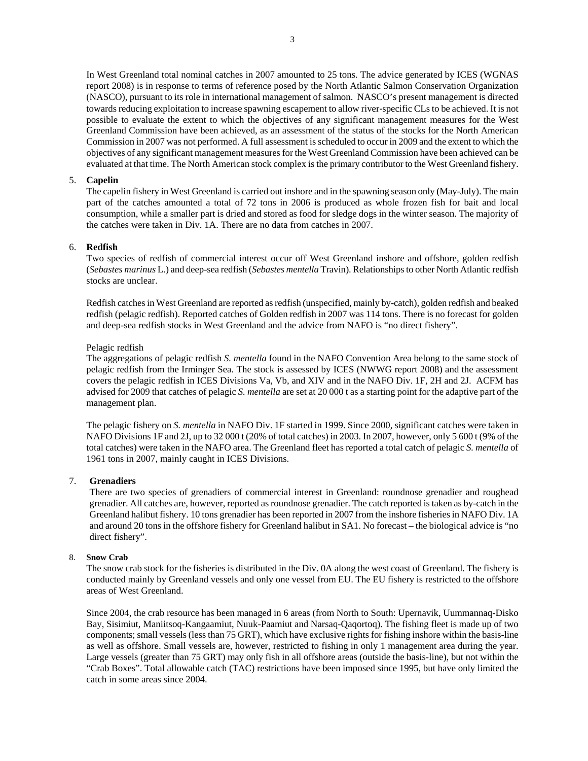In West Greenland total nominal catches in 2007 amounted to 25 tons. The advice generated by ICES (WGNAS report 2008) is in response to terms of reference posed by the North Atlantic Salmon Conservation Organization (NASCO), pursuant to its role in international management of salmon. NASCO's present management is directed towards reducing exploitation to increase spawning escapement to allow river-specific CLs to be achieved. It is not possible to evaluate the extent to which the objectives of any significant management measures for the West Greenland Commission have been achieved, as an assessment of the status of the stocks for the North American Commission in 2007 was not performed. A full assessment is scheduled to occur in 2009 and the extent to which the objectives of any significant management measures for the West Greenland Commission have been achieved can be evaluated at that time. The North American stock complex is the primary contributor to the West Greenland fishery.

5. **Capelin**

The capelin fishery in West Greenland is carried out inshore and in the spawning season only (May-July). The main part of the catches amounted a total of 72 tons in 2006 is produced as whole frozen fish for bait and local consumption, while a smaller part is dried and stored as food for sledge dogs in the winter season. The majority of the catches were taken in Div. 1A. There are no data from catches in 2007.

6. **Redfish**

Two species of redfish of commercial interest occur off West Greenland inshore and offshore, golden redfish (*Sebastes marinus* L.) and deep-sea redfish (*Sebastes mentella* Travin). Relationships to other North Atlantic redfish stocks are unclear.

Redfish catches in West Greenland are reported as redfish (unspecified, mainly by-catch), golden redfish and beaked redfish (pelagic redfish). Reported catches of Golden redfish in 2007 was 114 tons. There is no forecast for golden and deep-sea redfish stocks in West Greenland and the advice from NAFO is "no direct fishery".

Pelagic redfish

The aggregations of pelagic redfish *S. mentella* found in the NAFO Convention Area belong to the same stock of pelagic redfish from the Irminger Sea. The stock is assessed by ICES (NWWG report 2008) and the assessment covers the pelagic redfish in ICES Divisions Va, Vb, and XIV and in the NAFO Div. 1F, 2H and 2J. ACFM has advised for 2009 that catches of pelagic *S. mentella* are set at 20 000 t as a starting point for the adaptive part of the management plan.

The pelagic fishery on *S. mentella* in NAFO Div. 1F started in 1999. Since 2000, significant catches were taken in NAFO Divisions 1F and 2J, up to 32 000 t (20% of total catches) in 2003. In 2007, however, only 5 600 t (9% of the total catches) were taken in the NAFO area. The Greenland fleet has reported a total catch of pelagic *S. mentella* of 1961 tons in 2007, mainly caught in ICES Divisions.

7. **Grenadiers**

There are two species of grenadiers of commercial interest in Greenland: roundnose grenadier and roughead grenadier. All catches are, however, reported as roundnose grenadier. The catch reported is taken as by-catch in the Greenland halibut fishery. 10 tons grenadier has been reported in 2007 from the inshore fisheries in NAFO Div. 1A and around 20 tons in the offshore fishery for Greenland halibut in SA1. No forecast – the biological advice is "no direct fishery".

8. **Snow Crab**

The snow crab stock for the fisheries is distributed in the Div. 0A along the west coast of Greenland. The fishery is conducted mainly by Greenland vessels and only one vessel from EU. The EU fishery is restricted to the offshore areas of West Greenland.

Since 2004, the crab resource has been managed in 6 areas (from North to South: Upernavik, Uummannaq-Disko Bay, Sisimiut, Maniitsoq-Kangaamiut, Nuuk-Paamiut and Narsaq-Qaqortoq). The fishing fleet is made up of two components; small vessels (less than 75 GRT), which have exclusive rights for fishing inshore within the basis-line as well as offshore. Small vessels are, however, restricted to fishing in only 1 management area during the year. Large vessels (greater than 75 GRT) may only fish in all offshore areas (outside the basis-line), but not within the "Crab Boxes". Total allowable catch (TAC) restrictions have been imposed since 1995, but have only limited the catch in some areas since 2004.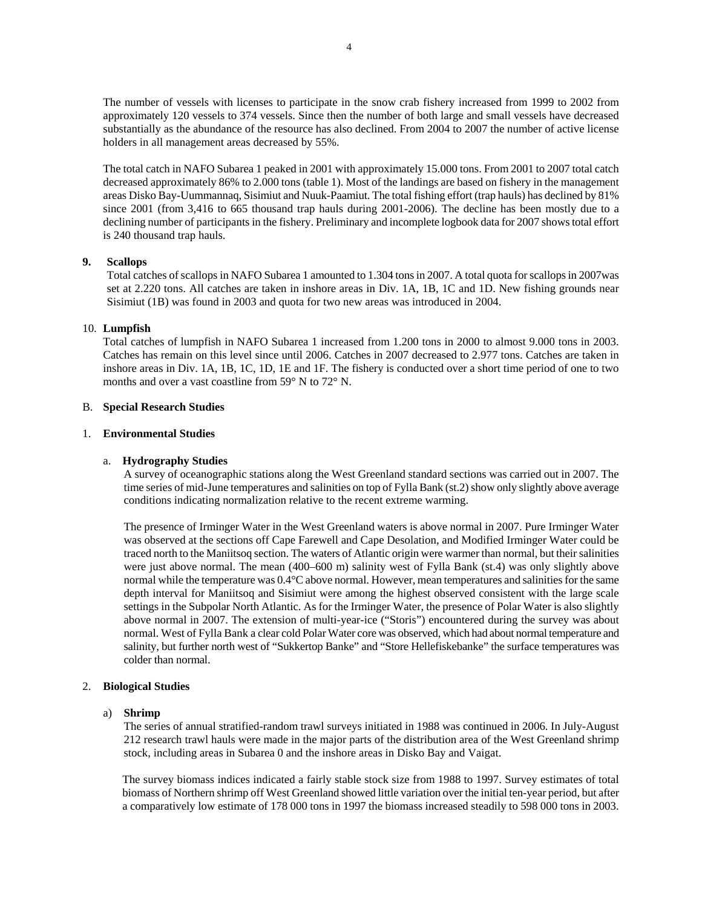The number of vessels with licenses to participate in the snow crab fishery increased from 1999 to 2002 from approximately 120 vessels to 374 vessels. Since then the number of both large and small vessels have decreased substantially as the abundance of the resource has also declined. From 2004 to 2007 the number of active license holders in all management areas decreased by 55%.

The total catch in NAFO Subarea 1 peaked in 2001 with approximately 15.000 tons. From 2001 to 2007 total catch decreased approximately 86% to 2.000 tons (table 1). Most of the landings are based on fishery in the management areas Disko Bay-Uummannaq, Sisimiut and Nuuk-Paamiut. The total fishing effort (trap hauls) has declined by 81% since 2001 (from 3,416 to 665 thousand trap hauls during 2001-2006). The decline has been mostly due to a declining number of participants in the fishery. Preliminary and incomplete logbook data for 2007 shows total effort is 240 thousand trap hauls.

**9. Scallops**

Total catches of scallops in NAFO Subarea 1 amounted to 1.304 tons in 2007. A total quota for scallops in 2007was set at 2.220 tons. All catches are taken in inshore areas in Div. 1A, 1B, 1C and 1D. New fishing grounds near Sisimiut (1B) was found in 2003 and quota for two new areas was introduced in 2004.

10. **Lumpfish**

Total catches of lumpfish in NAFO Subarea 1 increased from 1.200 tons in 2000 to almost 9.000 tons in 2003. Catches has remain on this level since until 2006. Catches in 2007 decreased to 2.977 tons. Catches are taken in inshore areas in Div. 1A, 1B, 1C, 1D, 1E and 1F. The fishery is conducted over a short time period of one to two months and over a vast coastline from 59° N to 72° N.

B. **Special Research Studies**

1. **Environmental Studies**

a. **Hydrography Studies**

A survey of oceanographic stations along the West Greenland standard sections was carried out in 2007. The time series of mid-June temperatures and salinities on top of Fylla Bank (st.2) show only slightly above average conditions indicating normalization relative to the recent extreme warming.

The presence of Irminger Water in the West Greenland waters is above normal in 2007. Pure Irminger Water was observed at the sections off Cape Farewell and Cape Desolation, and Modified Irminger Water could be traced north to the Maniitsoq section. The waters of Atlantic origin were warmer than normal, but their salinities were just above normal. The mean (400–600 m) salinity west of Fylla Bank (st.4) was only slightly above normal while the temperature was 0.4°C above normal. However, mean temperatures and salinities for the same depth interval for Maniitsoq and Sisimiut were among the highest observed consistent with the large scale settings in the Subpolar North Atlantic. As for the Irminger Water, the presence of Polar Water is also slightly above normal in 2007. The extension of multi-year-ice ("Storis") encountered during the survey was about normal. West of Fylla Bank a clear cold Polar Water core was observed, which had about normal temperature and salinity, but further north west of "Sukkertop Banke" and "Store Hellefiskebanke" the surface temperatures was colder than normal.

2. **Biological Studies**

a) **Shrimp**

The series of annual stratified-random trawl surveys initiated in 1988 was continued in 2006. In July-August 212 research trawl hauls were made in the major parts of the distribution area of the West Greenland shrimp stock, including areas in Subarea 0 and the inshore areas in Disko Bay and Vaigat.

The survey biomass indices indicated a fairly stable stock size from 1988 to 1997. Survey estimates of total biomass of Northern shrimp off West Greenland showed little variation over the initial ten-year period, but after a comparatively low estimate of 178 000 tons in 1997 the biomass increased steadily to 598 000 tons in 2003.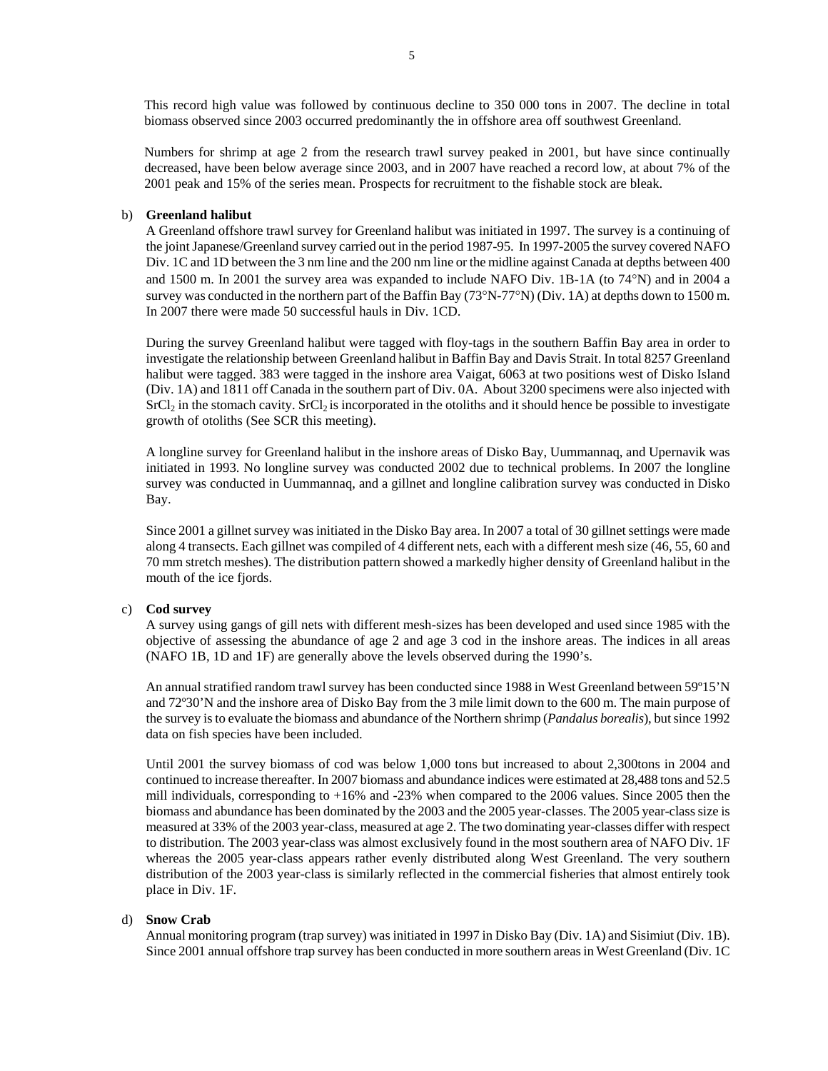This record high value was followed by continuous decline to 350 000 tons in 2007. The decline in total biomass observed since 2003 occurred predominantly the in offshore area off southwest Greenland.

Numbers for shrimp at age 2 from the research trawl survey peaked in 2001, but have since continually decreased, have been below average since 2003, and in 2007 have reached a record low, at about 7% of the 2001 peak and 15% of the series mean. Prospects for recruitment to the fishable stock are bleak.

b) **Greenland halibut**

A Greenland offshore trawl survey for Greenland halibut was initiated in 1997. The survey is a continuing of the joint Japanese/Greenland survey carried out in the period 1987-95. In 1997-2005 the survey covered NAFO Div. 1C and 1D between the 3 nm line and the 200 nm line or the midline against Canada at depths between 400 and 1500 m. In 2001 the survey area was expanded to include NAFO Div. 1B-1A (to 74°N) and in 2004 a survey was conducted in the northern part of the Baffin Bay (73°N-77°N) (Div. 1A) at depths down to 1500 m. In 2007 there were made 50 successful hauls in Div. 1CD.

During the survey Greenland halibut were tagged with floy-tags in the southern Baffin Bay area in order to investigate the relationship between Greenland halibut in Baffin Bay and Davis Strait. In total 8257 Greenland halibut were tagged. 383 were tagged in the inshore area Vaigat, 6063 at two positions west of Disko Island (Div. 1A) and 1811 off Canada in the southern part of Div. 0A. About 3200 specimens were also injected with $SrCl_2$ in the stomach cavity. $SrCl_2$ is incorporated in the otoliths and it should hence be possible to investigate growth of otoliths (See SCR this meeting).

A longline survey for Greenland halibut in the inshore areas of Disko Bay, Uummannaq, and Upernavik was initiated in 1993. No longline survey was conducted 2002 due to technical problems. In 2007 the longline survey was conducted in Uummannaq, and a gillnet and longline calibration survey was conducted in Disko Bay.

Since 2001 a gillnet survey was initiated in the Disko Bay area. In 2007 a total of 30 gillnet settings were made along 4 transects. Each gillnet was compiled of 4 different nets, each with a different mesh size (46, 55, 60 and 70 mm stretch meshes). The distribution pattern showed a markedly higher density of Greenland halibut in the mouth of the ice fjords.

c) **Cod survey**

A survey using gangs of gill nets with different mesh-sizes has been developed and used since 1985 with the objective of assessing the abundance of age 2 and age 3 cod in the inshore areas. The indices in all areas (NAFO 1B, 1D and 1F) are generally above the levels observed during the 1990's.

An annual stratified random trawl survey has been conducted since 1988 in West Greenland between 59º15'N and 72º30'N and the inshore area of Disko Bay from the 3 mile limit down to the 600 m. The main purpose of the survey is to evaluate the biomass and abundance of the Northern shrimp (*Pandalus borealis*), but since 1992 data on fish species have been included.

Until 2001 the survey biomass of cod was below 1,000 tons but increased to about 2,300tons in 2004 and continued to increase thereafter. In 2007 biomass and abundance indices were estimated at 28,488 tons and 52.5 mill individuals, corresponding to +16% and -23% when compared to the 2006 values. Since 2005 then the biomass and abundance has been dominated by the 2003 and the 2005 year-classes. The 2005 year-class size is measured at 33% of the 2003 year-class, measured at age 2. The two dominating year-classes differ with respect to distribution. The 2003 year-class was almost exclusively found in the most southern area of NAFO Div. 1F whereas the 2005 year-class appears rather evenly distributed along West Greenland. The very southern distribution of the 2003 year-class is similarly reflected in the commercial fisheries that almost entirely took place in Div. 1F.

d) **Snow Crab**

Annual monitoring program (trap survey) was initiated in 1997 in Disko Bay (Div. 1A) and Sisimiut (Div. 1B). Since 2001 annual offshore trap survey has been conducted in more southern areas in West Greenland (Div. 1C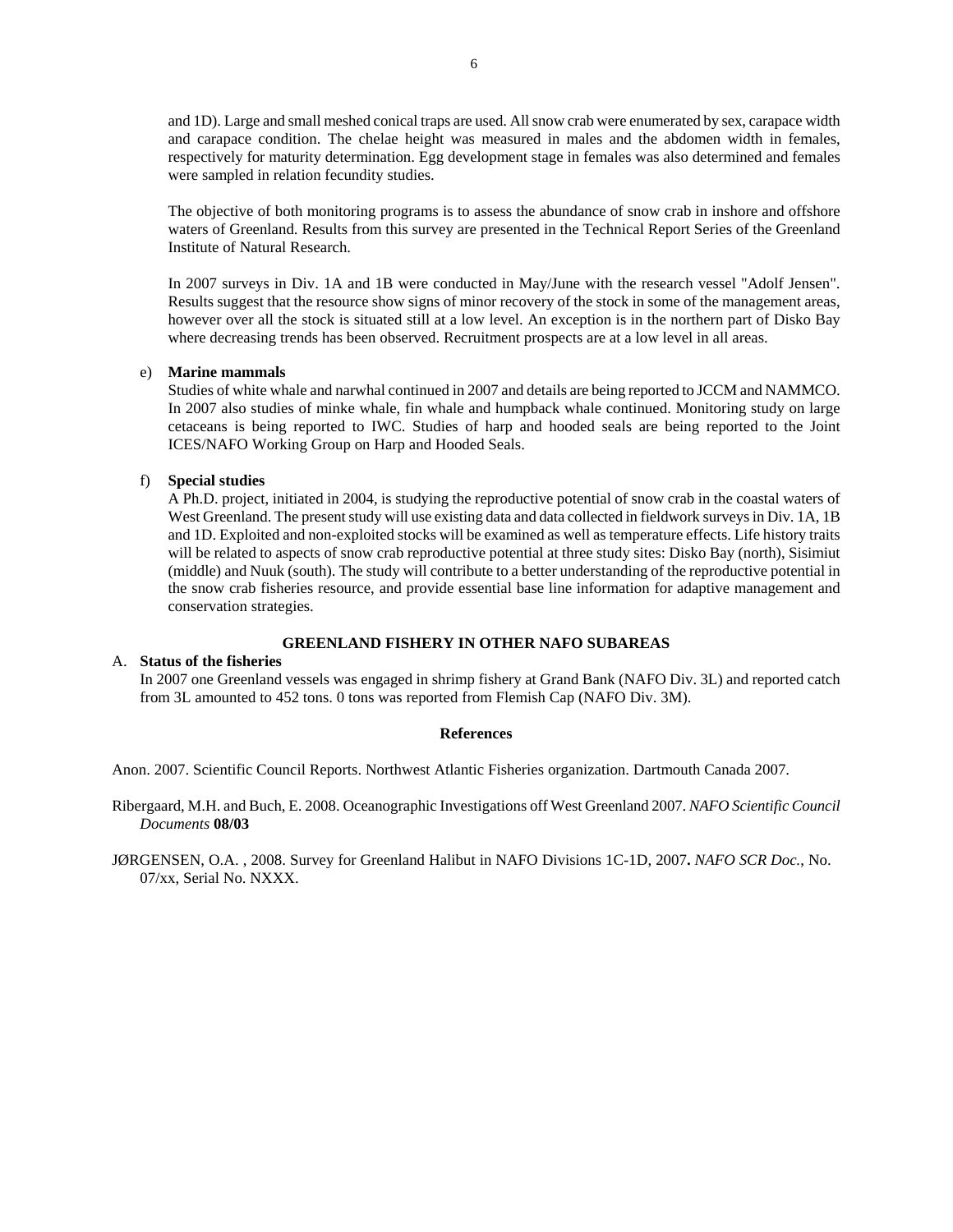and 1D). Large and small meshed conical traps are used. All snow crab were enumerated by sex, carapace width and carapace condition. The chelae height was measured in males and the abdomen width in females, respectively for maturity determination. Egg development stage in females was also determined and females were sampled in relation fecundity studies.

The objective of both monitoring programs is to assess the abundance of snow crab in inshore and offshore waters of Greenland. Results from this survey are presented in the Technical Report Series of the Greenland Institute of Natural Research.

In 2007 surveys in Div. 1A and 1B were conducted in May/June with the research vessel "Adolf Jensen". Results suggest that the resource show signs of minor recovery of the stock in some of the management areas, however over all the stock is situated still at a low level. An exception is in the northern part of Disko Bay where decreasing trends has been observed. Recruitment prospects are at a low level in all areas.

e) **Marine mammals**

Studies of white whale and narwhal continued in 2007 and details are being reported to JCCM and NAMMCO. In 2007 also studies of minke whale, fin whale and humpback whale continued. Monitoring study on large cetaceans is being reported to IWC. Studies of harp and hooded seals are being reported to the Joint ICES/NAFO Working Group on Harp and Hooded Seals.

f) **Special studies**

A Ph.D. project, initiated in 2004, is studying the reproductive potential of snow crab in the coastal waters of West Greenland. The present study will use existing data and data collected in fieldwork surveys in Div. 1A, 1B and 1D. Exploited and non-exploited stocks will be examined as well as temperature effects. Life history traits will be related to aspects of snow crab reproductive potential at three study sites: Disko Bay (north), Sisimiut (middle) and Nuuk (south). The study will contribute to a better understanding of the reproductive potential in the snow crab fisheries resource, and provide essential base line information for adaptive management and conservation strategies.

## GREENLAND FISHERY IN OTHER NAFO SUBAREAS

A. **Status of the fisheries**

In 2007 one Greenland vessels was engaged in shrimp fishery at Grand Bank (NAFO Div. 3L) and reported catch from 3L amounted to 452 tons. 0 tons was reported from Flemish Cap (NAFO Div. 3M).

## References

Anon. 2007. Scientific Council Reports. Northwest Atlantic Fisheries organization. Dartmouth Canada 2007.

Ribergaard, M.H. and Buch, E. 2008. Oceanographic Investigations off West Greenland 2007. *NAFO Scientific Council Documents* **08/03**

JØRGENSEN, O.A. , 2008. Survey for Greenland Halibut in NAFO Divisions 1C-1D, 2007**.** *NAFO SCR Doc.*, No. 07/xx, Serial No. NXXX.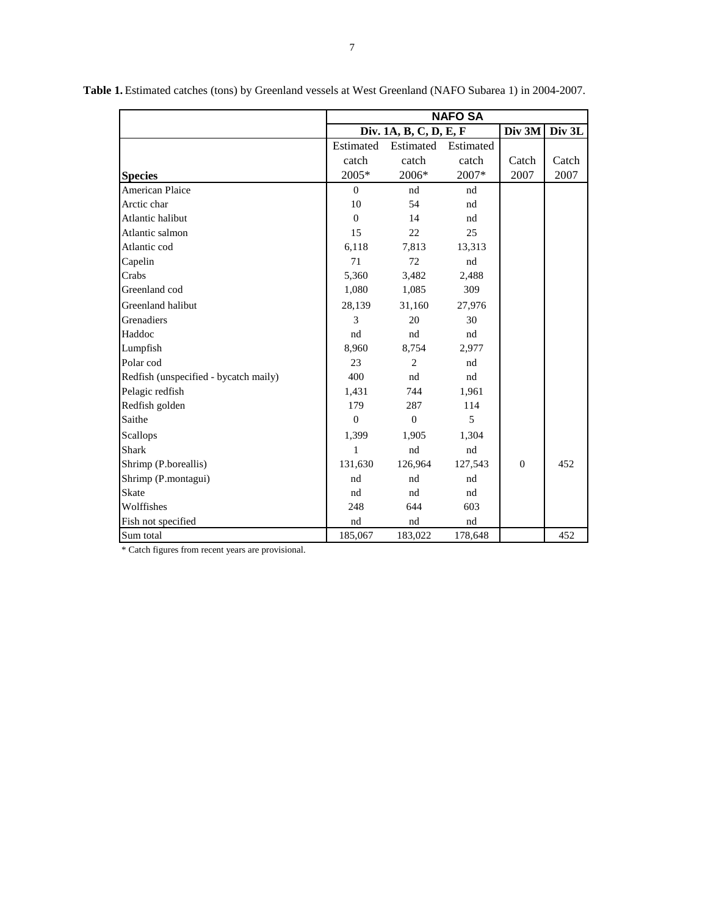**Table 1.** Estimated catches (tons) by Greenland vessels at West Greenland (NAFO Subarea 1) in 2004-2007.

| | NAFO SA | | | | |
|---|---|---|---|---|---|
| | Div. 1A, B, C, D, E, F | | | Div 3M | Div 3L |
| **Species** | Estimated catch 2005* | Estimated catch 2006* | Estimated catch 2007* | Catch 2007 | Catch 2007 |
| American Plaice | 0 | nd | nd | | |
| Arctic char | 10 | 54 | nd | | |
| Atlantic halibut | 0 | 14 | nd | | |
| Atlantic salmon | 15 | 22 | 25 | | |
| Atlantic cod | 6,118 | 7,813 | 13,313 | | |
| Capelin | 71 | 72 | nd | | |
| Crabs | 5,360 | 3,482 | 2,488 | | |
| Greenland cod | 1,080 | 1,085 | 309 | | |
| Greenland halibut | 28,139 | 31,160 | 27,976 | | |
| Grenadiers | 3 | 20 | 30 | | |
| Haddoc | nd | nd | nd | | |
| Lumpfish | 8,960 | 8,754 | 2,977 | | |
| Polar cod | 23 | 2 | nd | | |
| Redfish (unspecified - bycatch maily) | 400 | nd | nd | | |
| Pelagic redfish | 1,431 | 744 | 1,961 | | |
| Redfish golden | 179 | 287 | 114 | | |
| Saithe | 0 | 0 | 5 | | |
| Scallops | 1,399 | 1,905 | 1,304 | | |
| Shark | 1 | nd | nd | | |
| Shrimp (P.boreallis) | 131,630 | 126,964 | 127,543 | 0 | 452 |
| Shrimp (P.montagui) | nd | nd | nd | | |
| Skate | nd | nd | nd | | |
| Wolffishes | 248 | 644 | 603 | | |
| Fish not specified | nd | nd | nd | | |
| Sum total | 185,067 | 183,022 | 178,648 | | 452 |

\* Catch figures from recent years are provisional.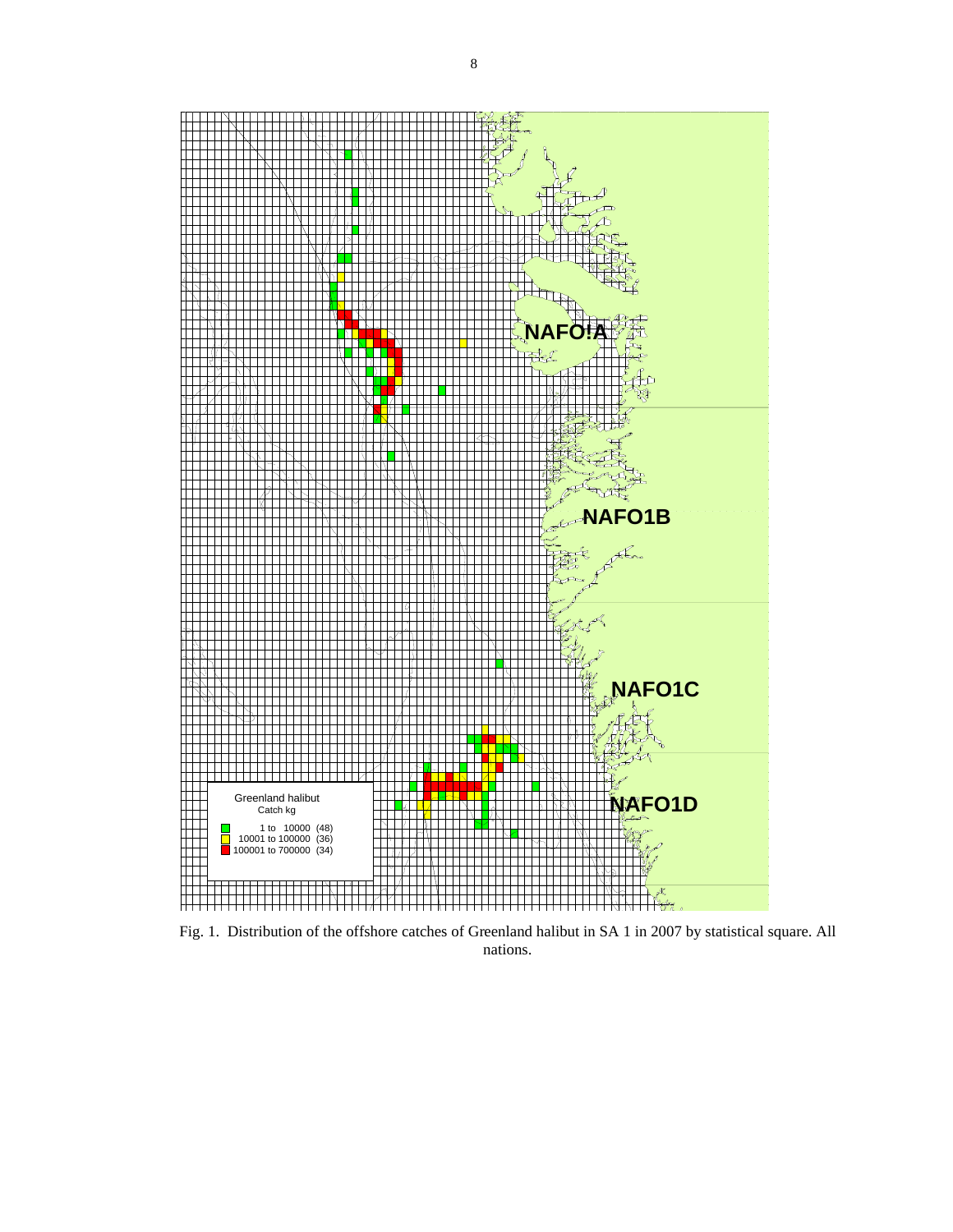Greenland halibut
Catch kg

1 to 10000 (48)
10001 to 100000 (36)
100001 to 700000 (34)

NAFO!A

NAFO1B

NAFO1C

NAFO1D

Fig. 1. Distribution of the offshore catches of Greenland halibut in SA 1 in 2007 by statistical square. All nations.